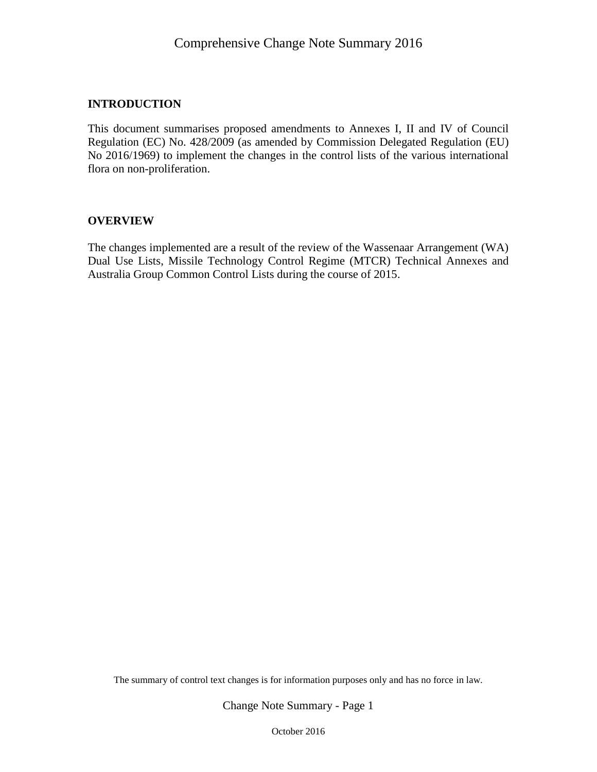## INTRODUCTION

This document summarises proposed amendments to Annexes I, II and IV of Council Regulation (EC) No. 428/2009 (as amended by Commission Delegated Regulation (EU) No 2016/1969) to implement the changes in the control lists of the various international flora on non-proliferation.

## OVERVIEW

The changes implemented are a result of the review of the Wassenaar Arrangement (WA) Dual Use Lists, Missile Technology Control Regime (MTCR) Technical Annexes and Australia Group Common Control Lists during the course of 2015.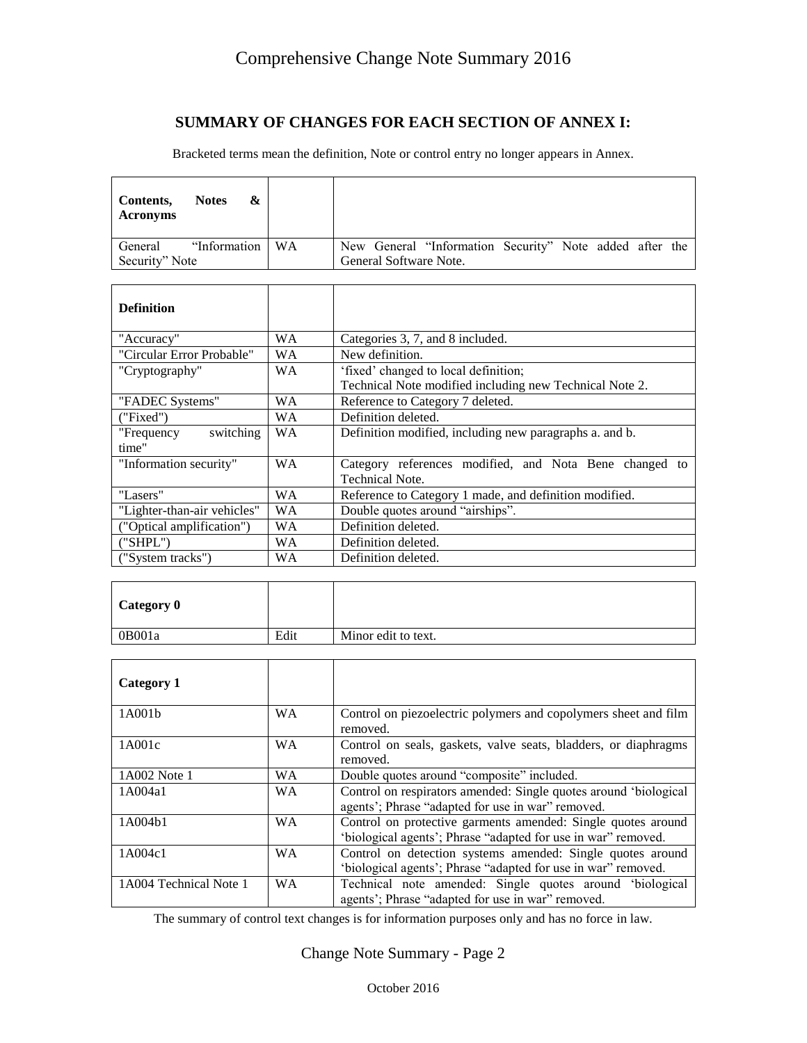## SUMMARY OF CHANGES FOR EACH SECTION OF ANNEX I:

Bracketed terms mean the definition, Note or control entry no longer appears in Annex.

| **Contents, Notes & Acronyms** | | |
|---|---|---|
| General "Information Security" Note | WA | New General "Information Security" Note added after the General Software Note. |

| **Definition** | | |
|---|---|---|
| "Accuracy" | WA | Categories 3, 7, and 8 included. |
| "Circular Error Probable" | WA | New definition. |
| "Cryptography" | WA | 'fixed' changed to local definition;<br>Technical Note modified including new Technical Note 2. |
| "FADEC Systems" | WA | Reference to Category 7 deleted. |
| ("Fixed") | WA | Definition deleted. |
| "Frequency switching time" | WA | Definition modified, including new paragraphs a. and b. |
| "Information security" | WA | Category references modified, and Nota Bene changed to Technical Note. |
| "Lasers" | WA | Reference to Category 1 made, and definition modified. |
| "Lighter-than-air vehicles" | WA | Double quotes around "airships". |
| ("Optical amplification") | WA | Definition deleted. |
| ("SHPL") | WA | Definition deleted. |
| ("System tracks") | WA | Definition deleted. |

| **Category 0** | | |
|---|---|---|
| 0B001a | Edit | Minor edit to text. |

| **Category 1** | | |
|---|---|---|
| 1A001b | WA | Control on piezoelectric polymers and copolymers sheet and film removed. |
| 1A001c | WA | Control on seals, gaskets, valve seats, bladders, or diaphragms removed. |
| 1A002 Note 1 | WA | Double quotes around "composite" included. |
| 1A004a1 | WA | Control on respirators amended: Single quotes around 'biological agents'; Phrase "adapted for use in war" removed. |
| 1A004b1 | WA | Control on protective garments amended: Single quotes around 'biological agents'; Phrase "adapted for use in war" removed. |
| 1A004c1 | WA | Control on detection systems amended: Single quotes around 'biological agents'; Phrase "adapted for use in war" removed. |
| 1A004 Technical Note 1 | WA | Technical note amended: Single quotes around 'biological agents'; Phrase "adapted for use in war" removed. |

The summary of control text changes is for information purposes only and has no force in law.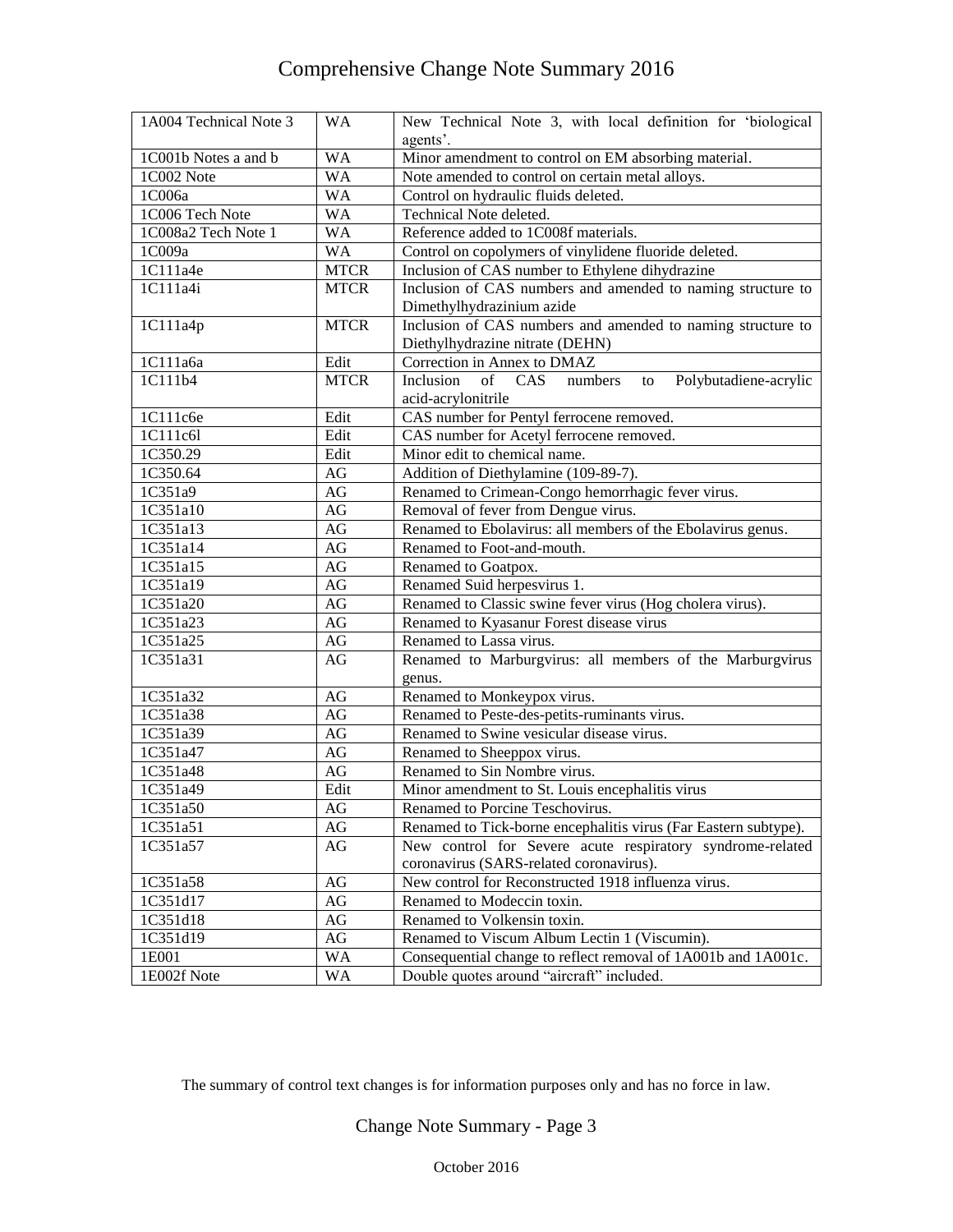| 1A004 Technical Note 3 | WA | New Technical Note 3, with local definition for 'biological agents'. |
|---|---|---|
| 1C001b Notes a and b | WA | Minor amendment to control on EM absorbing material. |
| 1C002 Note | WA | Note amended to control on certain metal alloys. |
| 1C006a | WA | Control on hydraulic fluids deleted. |
| 1C006 Tech Note | WA | Technical Note deleted. |
| 1C008a2 Tech Note 1 | WA | Reference added to 1C008f materials. |
| 1C009a | WA | Control on copolymers of vinylidene fluoride deleted. |
| 1C111a4e | MTCR | Inclusion of CAS number to Ethylene dihydrazine |
| 1C111a4i | MTCR | Inclusion of CAS numbers and amended to naming structure to Dimethylhydrazinium azide |
| 1C111a4p | MTCR | Inclusion of CAS numbers and amended to naming structure to Diethylhydrazine nitrate (DEHN) |
| 1C111a6a | Edit | Correction in Annex to DMAZ |
| 1C111b4 | MTCR | Inclusion of CAS numbers to Polybutadiene-acrylic acid-acrylonitrile |
| 1C111c6e | Edit | CAS number for Pentyl ferrocene removed. |
| 1C111c6l | Edit | CAS number for Acetyl ferrocene removed. |
| 1C350.29 | Edit | Minor edit to chemical name. |
| 1C350.64 | AG | Addition of Diethylamine (109-89-7). |
| 1C351a9 | AG | Renamed to Crimean-Congo hemorrhagic fever virus. |
| 1C351a10 | AG | Removal of fever from Dengue virus. |
| 1C351a13 | AG | Renamed to Ebolavirus: all members of the Ebolavirus genus. |
| 1C351a14 | AG | Renamed to Foot-and-mouth. |
| 1C351a15 | AG | Renamed to Goatpox. |
| 1C351a19 | AG | Renamed Suid herpesvirus 1. |
| 1C351a20 | AG | Renamed to Classic swine fever virus (Hog cholera virus). |
| 1C351a23 | AG | Renamed to Kyasanur Forest disease virus |
| 1C351a25 | AG | Renamed to Lassa virus. |
| 1C351a31 | AG | Renamed to Marburgvirus: all members of the Marburgvirus genus. |
| 1C351a32 | AG | Renamed to Monkeypox virus. |
| 1C351a38 | AG | Renamed to Peste-des-petits-ruminants virus. |
| 1C351a39 | AG | Renamed to Swine vesicular disease virus. |
| 1C351a47 | AG | Renamed to Sheeppox virus. |
| 1C351a48 | AG | Renamed to Sin Nombre virus. |
| 1C351a49 | Edit | Minor amendment to St. Louis encephalitis virus |
| 1C351a50 | AG | Renamed to Porcine Teschovirus. |
| 1C351a51 | AG | Renamed to Tick-borne encephalitis virus (Far Eastern subtype). |
| 1C351a57 | AG | New control for Severe acute respiratory syndrome-related coronavirus (SARS-related coronavirus). |
| 1C351a58 | AG | New control for Reconstructed 1918 influenza virus. |
| 1C351d17 | AG | Renamed to Modeccin toxin. |
| 1C351d18 | AG | Renamed to Volkensin toxin. |
| 1C351d19 | AG | Renamed to Viscum Album Lectin 1 (Viscumin). |
| 1E001 | WA | Consequential change to reflect removal of 1A001b and 1A001c. |
| 1E002f Note | WA | Double quotes around "aircraft" included. |

The summary of control text changes is for information purposes only and has no force in law.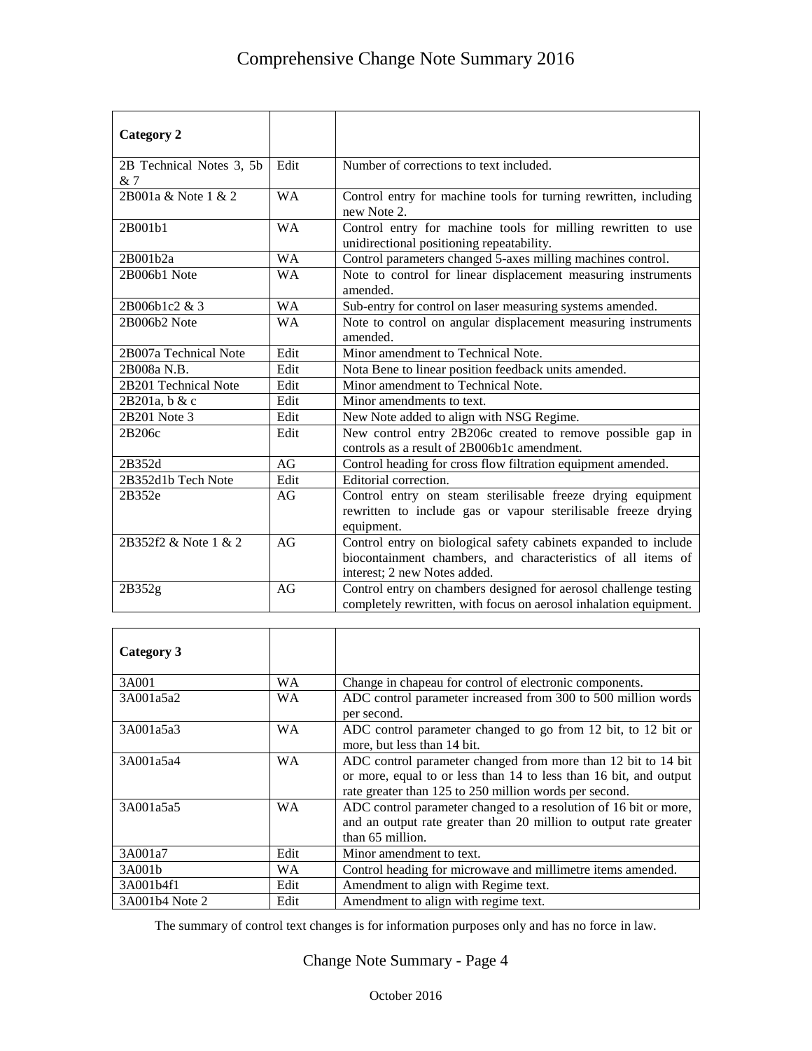| Category 2 | | |
|---|---|---|
| 2B Technical Notes 3, 5b & 7 | Edit | Number of corrections to text included. |
| 2B001a & Note 1 & 2 | WA | Control entry for machine tools for turning rewritten, including new Note 2. |
| 2B001b1 | WA | Control entry for machine tools for milling rewritten to use unidirectional positioning repeatability. |
| 2B001b2a | WA | Control parameters changed 5-axes milling machines control. |
| 2B006b1 Note | WA | Note to control for linear displacement measuring instruments amended. |
| 2B006b1c2 & 3 | WA | Sub-entry for control on laser measuring systems amended. |
| 2B006b2 Note | WA | Note to control on angular displacement measuring instruments amended. |
| 2B007a Technical Note | Edit | Minor amendment to Technical Note. |
| 2B008a N.B. | Edit | Nota Bene to linear position feedback units amended. |
| 2B201 Technical Note | Edit | Minor amendment to Technical Note. |
| 2B201a, b & c | Edit | Minor amendments to text. |
| 2B201 Note 3 | Edit | New Note added to align with NSG Regime. |
| 2B206c | Edit | New control entry 2B206c created to remove possible gap in controls as a result of 2B006b1c amendment. |
| 2B352d | AG | Control heading for cross flow filtration equipment amended. |
| 2B352d1b Tech Note | Edit | Editorial correction. |
| 2B352e | AG | Control entry on steam sterilisable freeze drying equipment rewritten to include gas or vapour sterilisable freeze drying equipment. |
| 2B352f2 & Note 1 & 2 | AG | Control entry on biological safety cabinets expanded to include biocontainment chambers, and characteristics of all items of interest; 2 new Notes added. |
| 2B352g | AG | Control entry on chambers designed for aerosol challenge testing completely rewritten, with focus on aerosol inhalation equipment. |

| Category 3 | | |
|---|---|---|
| 3A001 | WA | Change in chapeau for control of electronic components. |
| 3A001a5a2 | WA | ADC control parameter increased from 300 to 500 million words per second. |
| 3A001a5a3 | WA | ADC control parameter changed to go from 12 bit, to 12 bit or more, but less than 14 bit. |
| 3A001a5a4 | WA | ADC control parameter changed from more than 12 bit to 14 bit or more, equal to or less than 14 to less than 16 bit, and output rate greater than 125 to 250 million words per second. |
| 3A001a5a5 | WA | ADC control parameter changed to a resolution of 16 bit or more, and an output rate greater than 20 million to output rate greater than 65 million. |
| 3A001a7 | Edit | Minor amendment to text. |
| 3A001b | WA | Control heading for microwave and millimetre items amended. |
| 3A001b4f1 | Edit | Amendment to align with Regime text. |
| 3A001b4 Note 2 | Edit | Amendment to align with regime text. |

The summary of control text changes is for information purposes only and has no force in law.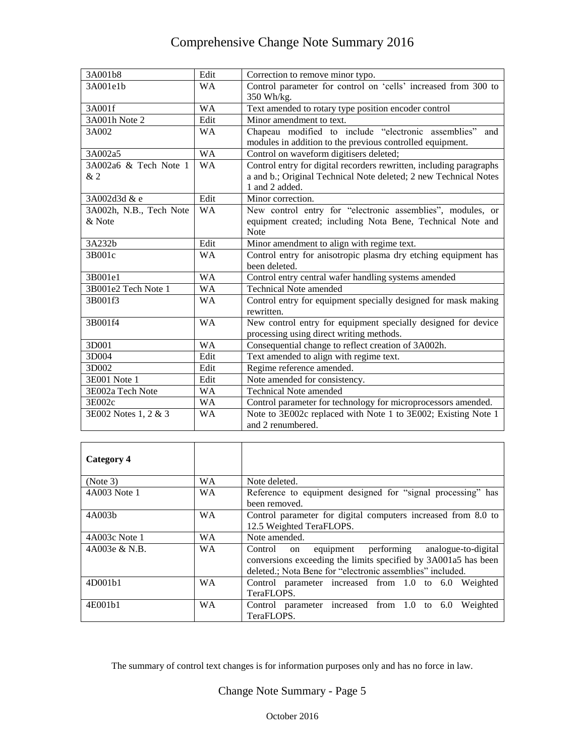| 3A001b8 | Edit | Correction to remove minor typo. |
|---|---|---|
| 3A001e1b | WA | Control parameter for control on 'cells' increased from 300 to 350 Wh/kg. |
| 3A001f | WA | Text amended to rotary type position encoder control |
| 3A001h Note 2 | Edit | Minor amendment to text. |
| 3A002 | WA | Chapeau modified to include "electronic assemblies" and modules in addition to the previous controlled equipment. |
| 3A002a5 | WA | Control on waveform digitisers deleted; |
| 3A002a6 & Tech Note 1 & 2 | WA | Control entry for digital recorders rewritten, including paragraphs a and b.; Original Technical Note deleted; 2 new Technical Notes 1 and 2 added. |
| 3A002d3d & e | Edit | Minor correction. |
| 3A002h, N.B., Tech Note & Note | WA | New control entry for "electronic assemblies", modules, or equipment created; including Nota Bene, Technical Note and Note |
| 3A232b | Edit | Minor amendment to align with regime text. |
| 3B001c | WA | Control entry for anisotropic plasma dry etching equipment has been deleted. |
| 3B001e1 | WA | Control entry central wafer handling systems amended |
| 3B001e2 Tech Note 1 | WA | Technical Note amended |
| 3B001f3 | WA | Control entry for equipment specially designed for mask making rewritten. |
| 3B001f4 | WA | New control entry for equipment specially designed for device processing using direct writing methods. |
| 3D001 | WA | Consequential change to reflect creation of 3A002h. |
| 3D004 | Edit | Text amended to align with regime text. |
| 3D002 | Edit | Regime reference amended. |
| 3E001 Note 1 | Edit | Note amended for consistency. |
| 3E002a Tech Note | WA | Technical Note amended |
| 3E002c | WA | Control parameter for technology for microprocessors amended. |
| 3E002 Notes 1, 2 & 3 | WA | Note to 3E002c replaced with Note 1 to 3E002; Existing Note 1 and 2 renumbered. |

| **Category 4** | | |
|---|---|---|
| (Note 3) | WA | Note deleted. |
| 4A003 Note 1 | WA | Reference to equipment designed for "signal processing" has been removed. |
| 4A003b | WA | Control parameter for digital computers increased from 8.0 to 12.5 Weighted TeraFLOPS. |
| 4A003c Note 1 | WA | Note amended. |
| 4A003e & N.B. | WA | Control on equipment performing analogue-to-digital conversions exceeding the limits specified by 3A001a5 has been deleted.; Nota Bene for "electronic assemblies" included. |
| 4D001b1 | WA | Control parameter increased from 1.0 to 6.0 Weighted TeraFLOPS. |
| 4E001b1 | WA | Control parameter increased from 1.0 to 6.0 Weighted TeraFLOPS. |

The summary of control text changes is for information purposes only and has no force in law.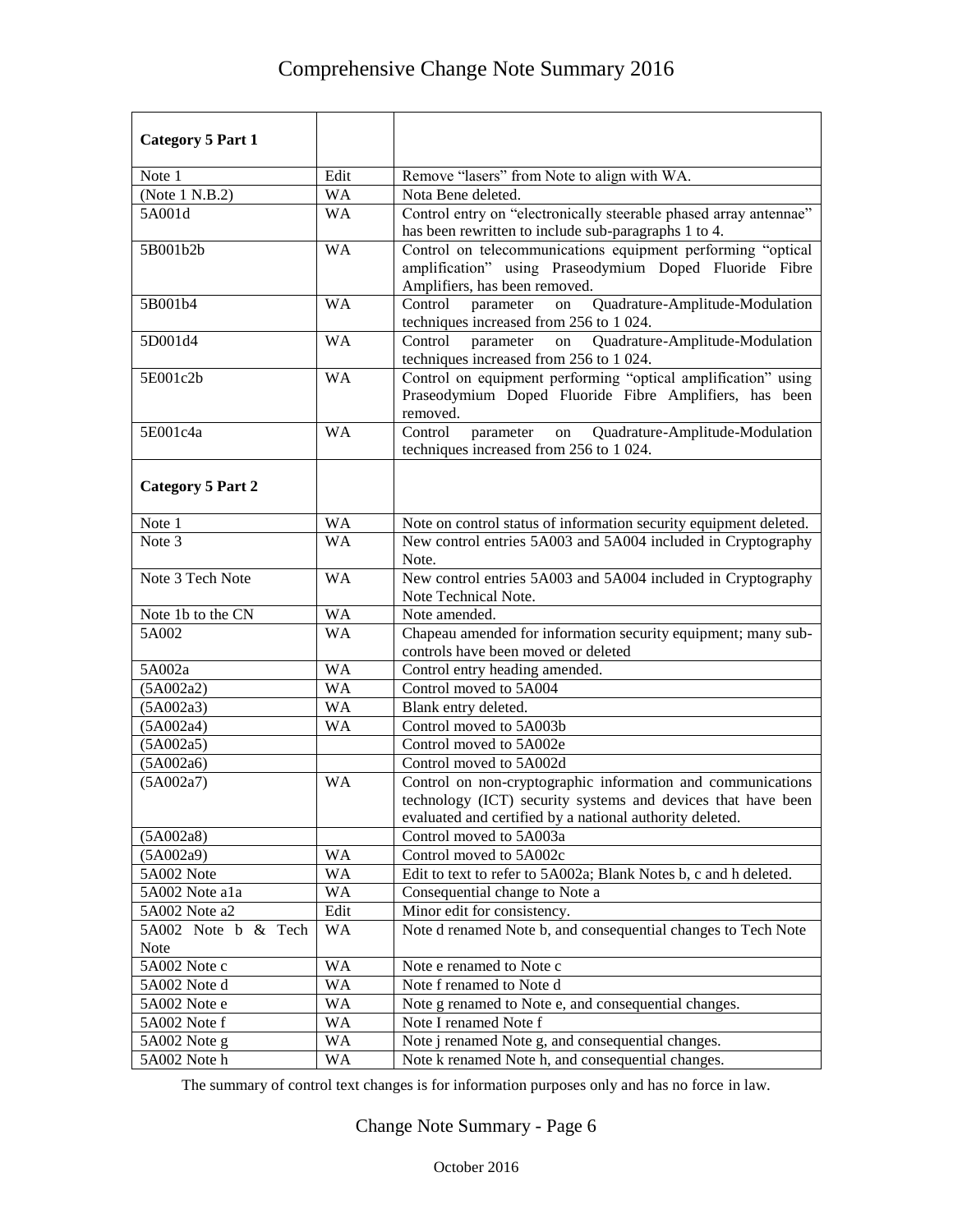| Category 5 Part 1 | | |
|---|---|---|
| Note 1 | Edit | Remove "lasers" from Note to align with WA. |
| (Note 1 N.B.2) | WA | Nota Bene deleted. |
| 5A001d | WA | Control entry on "electronically steerable phased array antennae" has been rewritten to include sub-paragraphs 1 to 4. |
| 5B001b2b | WA | Control on telecommunications equipment performing "optical amplification" using Praseodymium Doped Fluoride Fibre Amplifiers, has been removed. |
| 5B001b4 | WA | Control parameter on Quadrature-Amplitude-Modulation techniques increased from 256 to 1 024. |
| 5D001d4 | WA | Control parameter on Quadrature-Amplitude-Modulation techniques increased from 256 to 1 024. |
| 5E001c2b | WA | Control on equipment performing "optical amplification" using Praseodymium Doped Fluoride Fibre Amplifiers, has been removed. |
| 5E001c4a | WA | Control parameter on Quadrature-Amplitude-Modulation techniques increased from 256 to 1 024. |
| **Category 5 Part 2** | | |
| Note 1 | WA | Note on control status of information security equipment deleted. |
| Note 3 | WA | New control entries 5A003 and 5A004 included in Cryptography Note. |
| Note 3 Tech Note | WA | New control entries 5A003 and 5A004 included in Cryptography Note Technical Note. |
| Note 1b to the CN | WA | Note amended. |
| 5A002 | WA | Chapeau amended for information security equipment; many sub-controls have been moved or deleted |
| 5A002a | WA | Control entry heading amended. |
| (5A002a2) | WA | Control moved to 5A004 |
| (5A002a3) | WA | Blank entry deleted. |
| (5A002a4) | WA | Control moved to 5A003b |
| (5A002a5) | | Control moved to 5A002e |
| (5A002a6) | | Control moved to 5A002d |
| (5A002a7) | WA | Control on non-cryptographic information and communications technology (ICT) security systems and devices that have been evaluated and certified by a national authority deleted. |
| (5A002a8) | | Control moved to 5A003a |
| (5A002a9) | WA | Control moved to 5A002c |
| 5A002 Note | WA | Edit to text to refer to 5A002a; Blank Notes b, c and h deleted. |
| 5A002 Note a1a | WA | Consequential change to Note a |
| 5A002 Note a2 | Edit | Minor edit for consistency. |
| 5A002 Note b & Tech Note | WA | Note d renamed Note b, and consequential changes to Tech Note |
| 5A002 Note c | WA | Note e renamed to Note c |
| 5A002 Note d | WA | Note f renamed to Note d |
| 5A002 Note e | WA | Note g renamed to Note e, and consequential changes. |
| 5A002 Note f | WA | Note I renamed Note f |
| 5A002 Note g | WA | Note j renamed Note g, and consequential changes. |
| 5A002 Note h | WA | Note k renamed Note h, and consequential changes. |

The summary of control text changes is for information purposes only and has no force in law.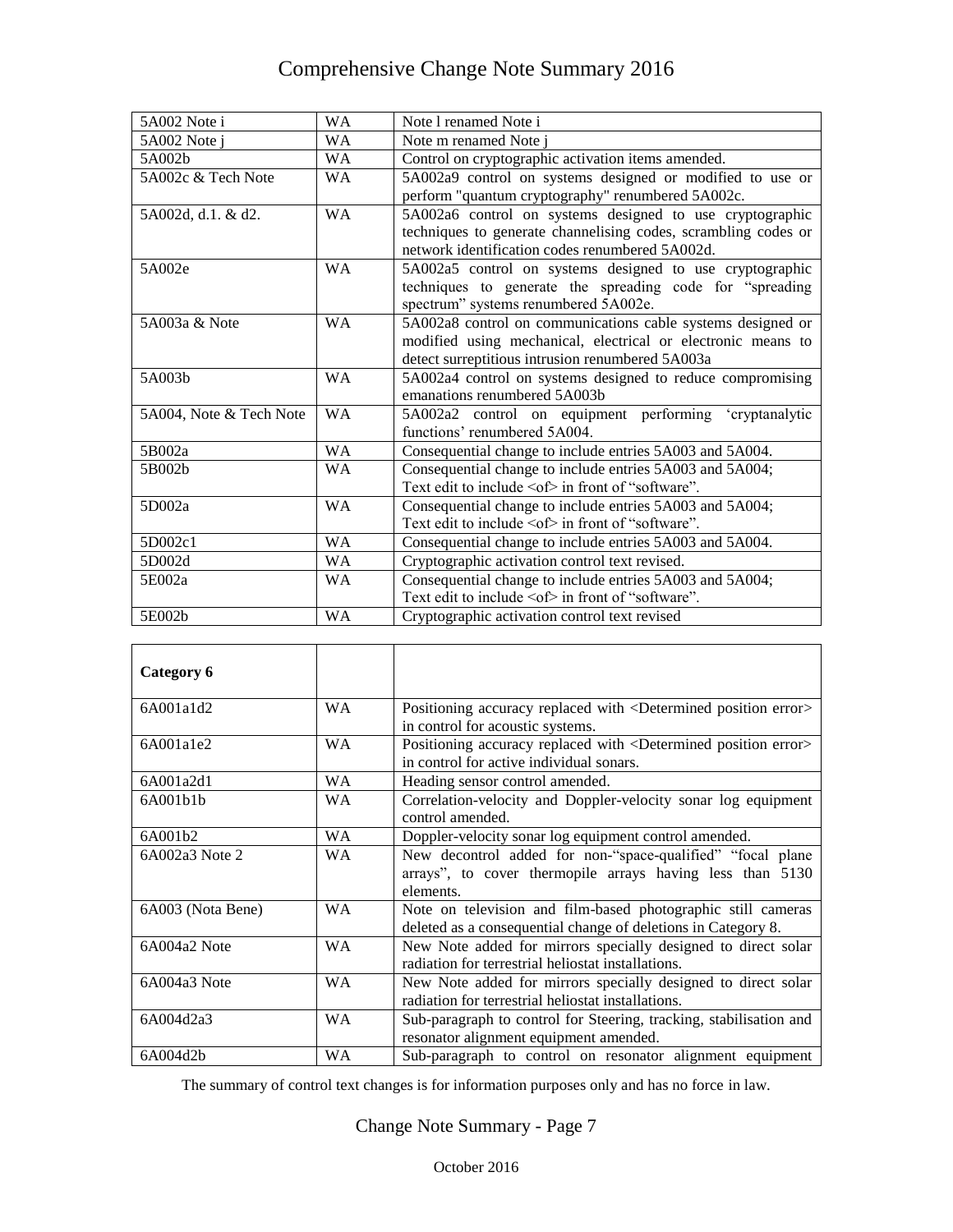| | | |
|---|---|---|
| 5A002 Note i | WA | Note l renamed Note i |
| 5A002 Note j | WA | Note m renamed Note j |
| 5A002b | WA | Control on cryptographic activation items amended. |
| 5A002c & Tech Note | WA | 5A002a9 control on systems designed or modified to use or perform "quantum cryptography" renumbered 5A002c. |
| 5A002d, d.1. & d2. | WA | 5A002a6 control on systems designed to use cryptographic techniques to generate channelising codes, scrambling codes or network identification codes renumbered 5A002d. |
| 5A002e | WA | 5A002a5 control on systems designed to use cryptographic techniques to generate the spreading code for "spreading spectrum" systems renumbered 5A002e. |
| 5A003a & Note | WA | 5A002a8 control on communications cable systems designed or modified using mechanical, electrical or electronic means to detect surreptitious intrusion renumbered 5A003a |
| 5A003b | WA | 5A002a4 control on systems designed to reduce compromising emanations renumbered 5A003b |
| 5A004, Note & Tech Note | WA | 5A002a2 control on equipment performing 'cryptanalytic functions' renumbered 5A004. |
| 5B002a | WA | Consequential change to include entries 5A003 and 5A004. |
| 5B002b | WA | Consequential change to include entries 5A003 and 5A004; Text edit to include <of> in front of "software". |
| 5D002a | WA | Consequential change to include entries 5A003 and 5A004; Text edit to include <of> in front of "software". |
| 5D002c1 | WA | Consequential change to include entries 5A003 and 5A004. |
| 5D002d | WA | Cryptographic activation control text revised. |
| 5E002a | WA | Consequential change to include entries 5A003 and 5A004; Text edit to include <of> in front of "software". |
| 5E002b | WA | Cryptographic activation control text revised |

| **Category 6** | | |
|---|---|---|
| 6A001a1d2 | WA | Positioning accuracy replaced with <Determined position error> in control for acoustic systems. |
| 6A001a1e2 | WA | Positioning accuracy replaced with <Determined position error> in control for active individual sonars. |
| 6A001a2d1 | WA | Heading sensor control amended. |
| 6A001b1b | WA | Correlation-velocity and Doppler-velocity sonar log equipment control amended. |
| 6A001b2 | WA | Doppler-velocity sonar log equipment control amended. |
| 6A002a3 Note 2 | WA | New decontrol added for non-"space-qualified" "focal plane arrays", to cover thermopile arrays having less than 5130 elements. |
| 6A003 (Nota Bene) | WA | Note on television and film-based photographic still cameras deleted as a consequential change of deletions in Category 8. |
| 6A004a2 Note | WA | New Note added for mirrors specially designed to direct solar radiation for terrestrial heliostat installations. |
| 6A004a3 Note | WA | New Note added for mirrors specially designed to direct solar radiation for terrestrial heliostat installations. |
| 6A004d2a3 | WA | Sub-paragraph to control for Steering, tracking, stabilisation and resonator alignment equipment amended. |
| 6A004d2b | WA | Sub-paragraph to control on resonator alignment equipment |

The summary of control text changes is for information purposes only and has no force in law.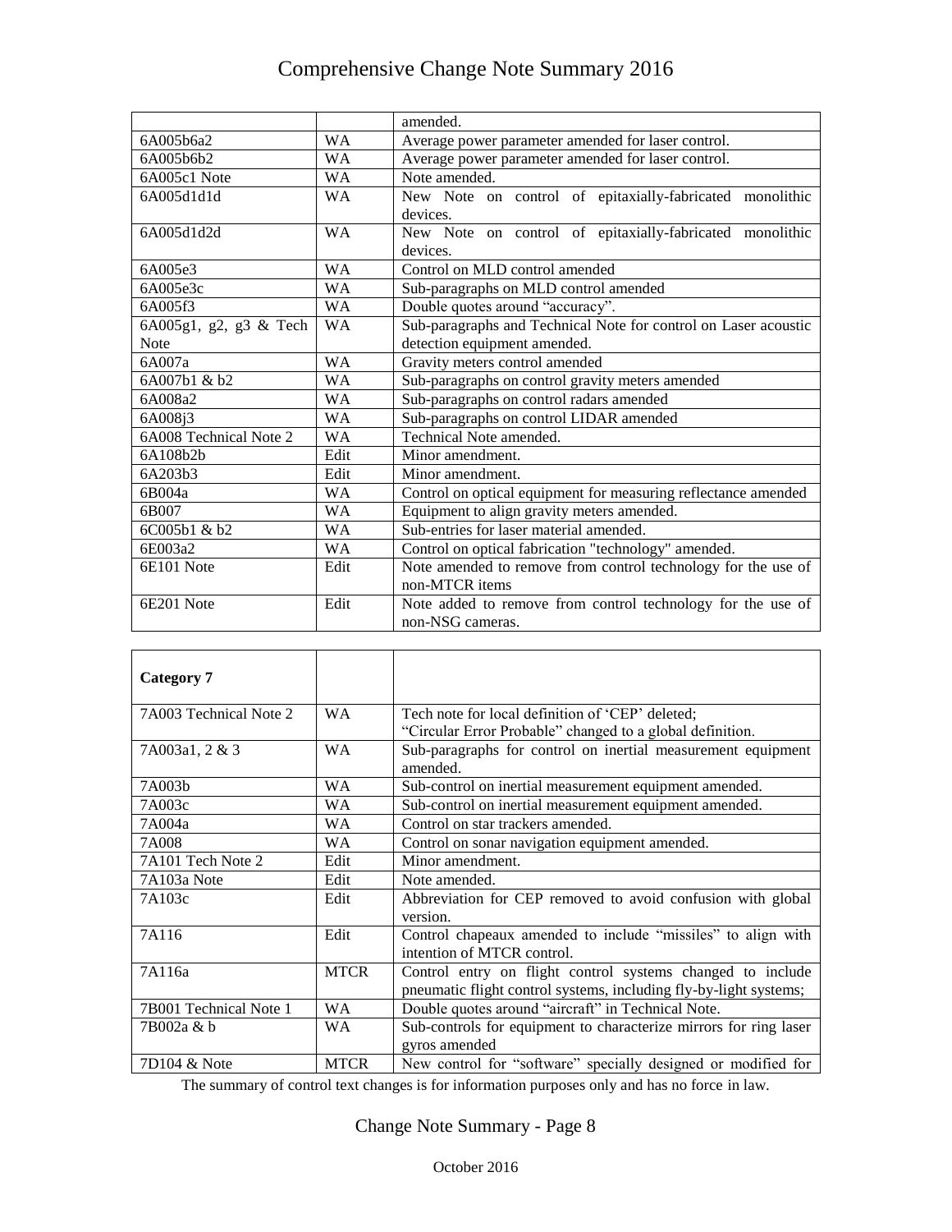| | | amended. |
|---|---|---|
| 6A005b6a2 | WA | Average power parameter amended for laser control. |
| 6A005b6b2 | WA | Average power parameter amended for laser control. |
| 6A005c1 Note | WA | Note amended. |
| 6A005d1d1d | WA | New Note on control of epitaxially-fabricated monolithic devices. |
| 6A005d1d2d | WA | New Note on control of epitaxially-fabricated monolithic devices. |
| 6A005e3 | WA | Control on MLD control amended |
| 6A005e3c | WA | Sub-paragraphs on MLD control amended |
| 6A005f3 | WA | Double quotes around "accuracy". |
| 6A005g1, g2, g3 & Tech Note | WA | Sub-paragraphs and Technical Note for control on Laser acoustic detection equipment amended. |
| 6A007a | WA | Gravity meters control amended |
| 6A007b1 & b2 | WA | Sub-paragraphs on control gravity meters amended |
| 6A008a2 | WA | Sub-paragraphs on control radars amended |
| 6A008j3 | WA | Sub-paragraphs on control LIDAR amended |
| 6A008 Technical Note 2 | WA | Technical Note amended. |
| 6A108b2b | Edit | Minor amendment. |
| 6A203b3 | Edit | Minor amendment. |
| 6B004a | WA | Control on optical equipment for measuring reflectance amended |
| 6B007 | WA | Equipment to align gravity meters amended. |
| 6C005b1 & b2 | WA | Sub-entries for laser material amended. |
| 6E003a2 | WA | Control on optical fabrication "technology" amended. |
| 6E101 Note | Edit | Note amended to remove from control technology for the use of non-MTCR items |
| 6E201 Note | Edit | Note added to remove from control technology for the use of non-NSG cameras. |

| **Category 7** | | |
|---|---|---|
| 7A003 Technical Note 2 | WA | Tech note for local definition of 'CEP' deleted; "Circular Error Probable" changed to a global definition. |
| 7A003a1, 2 & 3 | WA | Sub-paragraphs for control on inertial measurement equipment amended. |
| 7A003b | WA | Sub-control on inertial measurement equipment amended. |
| 7A003c | WA | Sub-control on inertial measurement equipment amended. |
| 7A004a | WA | Control on star trackers amended. |
| 7A008 | WA | Control on sonar navigation equipment amended. |
| 7A101 Tech Note 2 | Edit | Minor amendment. |
| 7A103a Note | Edit | Note amended. |
| 7A103c | Edit | Abbreviation for CEP removed to avoid confusion with global version. |
| 7A116 | Edit | Control chapeaux amended to include "missiles" to align with intention of MTCR control. |
| 7A116a | MTCR | Control entry on flight control systems changed to include pneumatic flight control systems, including fly-by-light systems; |
| 7B001 Technical Note 1 | WA | Double quotes around "aircraft" in Technical Note. |
| 7B002a & b | WA | Sub-controls for equipment to characterize mirrors for ring laser gyros amended |
| 7D104 & Note | MTCR | New control for "software" specially designed or modified for |

The summary of control text changes is for information purposes only and has no force in law.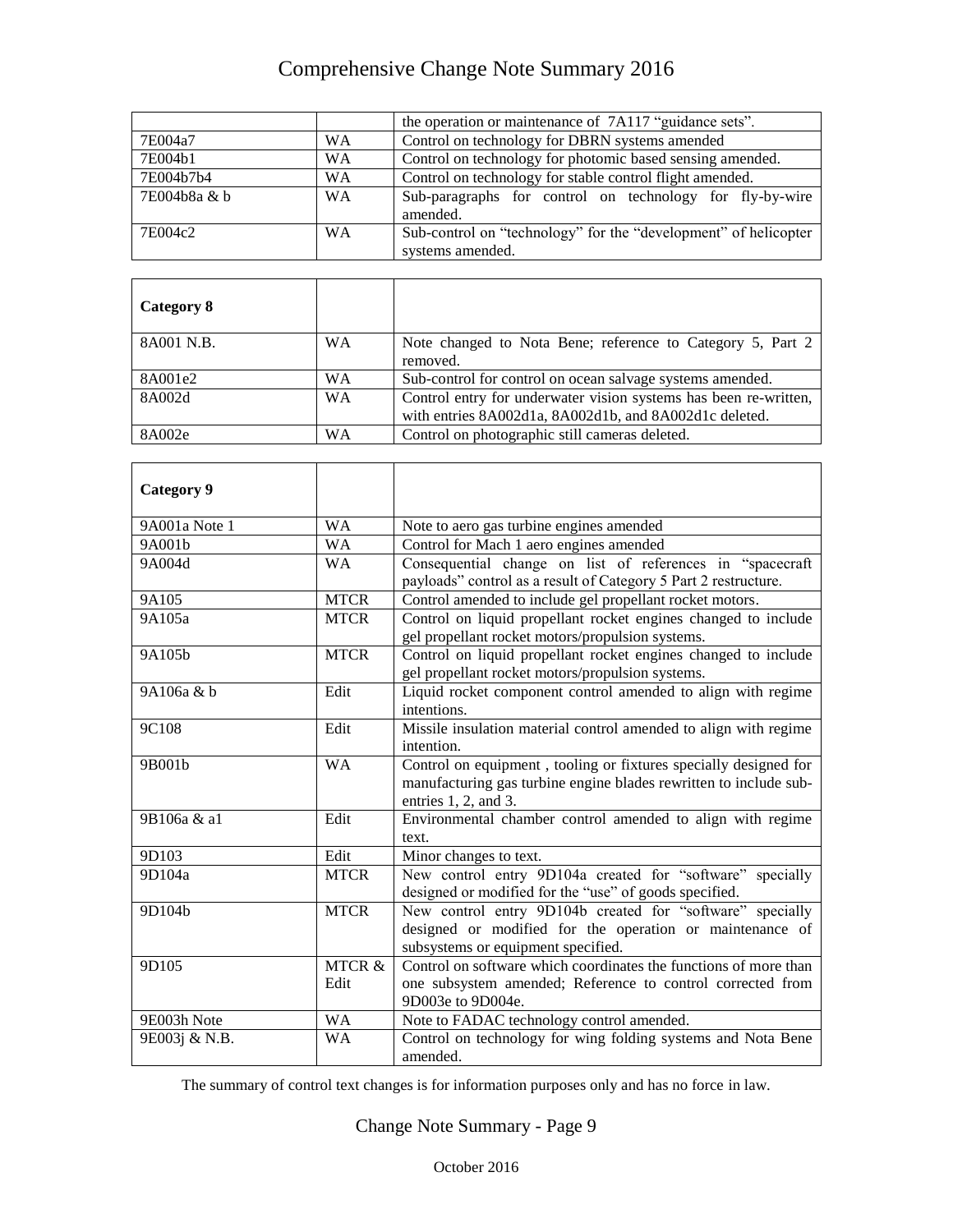| | | |
|---|---|---|
| | | the operation or maintenance of 7A117 "guidance sets". |
| 7E004a7 | WA | Control on technology for DBRN systems amended |
| 7E004b1 | WA | Control on technology for photomic based sensing amended. |
| 7E004b7b4 | WA | Control on technology for stable control flight amended. |
| 7E004b8a & b | WA | Sub-paragraphs for control on technology for fly-by-wire amended. |
| 7E004c2 | WA | Sub-control on "technology" for the "development" of helicopter systems amended. |

| **Category 8** | | |
|---|---|---|
| 8A001 N.B. | WA | Note changed to Nota Bene; reference to Category 5, Part 2 removed. |
| 8A001e2 | WA | Sub-control for control on ocean salvage systems amended. |
| 8A002d | WA | Control entry for underwater vision systems has been re-written, with entries 8A002d1a, 8A002d1b, and 8A002d1c deleted. |
| 8A002e | WA | Control on photographic still cameras deleted. |

| **Category 9** | | |
|---|---|---|
| 9A001a Note 1 | WA | Note to aero gas turbine engines amended |
| 9A001b | WA | Control for Mach 1 aero engines amended |
| 9A004d | WA | Consequential change on list of references in "spacecraft payloads" control as a result of Category 5 Part 2 restructure. |
| 9A105 | MTCR | Control amended to include gel propellant rocket motors. |
| 9A105a | MTCR | Control on liquid propellant rocket engines changed to include gel propellant rocket motors/propulsion systems. |
| 9A105b | MTCR | Control on liquid propellant rocket engines changed to include gel propellant rocket motors/propulsion systems. |
| 9A106a & b | Edit | Liquid rocket component control amended to align with regime intentions. |
| 9C108 | Edit | Missile insulation material control amended to align with regime intention. |
| 9B001b | WA | Control on equipment , tooling or fixtures specially designed for manufacturing gas turbine engine blades rewritten to include sub-entries 1, 2, and 3. |
| 9B106a & a1 | Edit | Environmental chamber control amended to align with regime text. |
| 9D103 | Edit | Minor changes to text. |
| 9D104a | MTCR | New control entry 9D104a created for "software" specially designed or modified for the "use" of goods specified. |
| 9D104b | MTCR | New control entry 9D104b created for "software" specially designed or modified for the operation or maintenance of subsystems or equipment specified. |
| 9D105 | MTCR & Edit | Control on software which coordinates the functions of more than one subsystem amended; Reference to control corrected from 9D003e to 9D004e. |
| 9E003h Note | WA | Note to FADAC technology control amended. |
| 9E003j & N.B. | WA | Control on technology for wing folding systems and Nota Bene amended. |

The summary of control text changes is for information purposes only and has no force in law.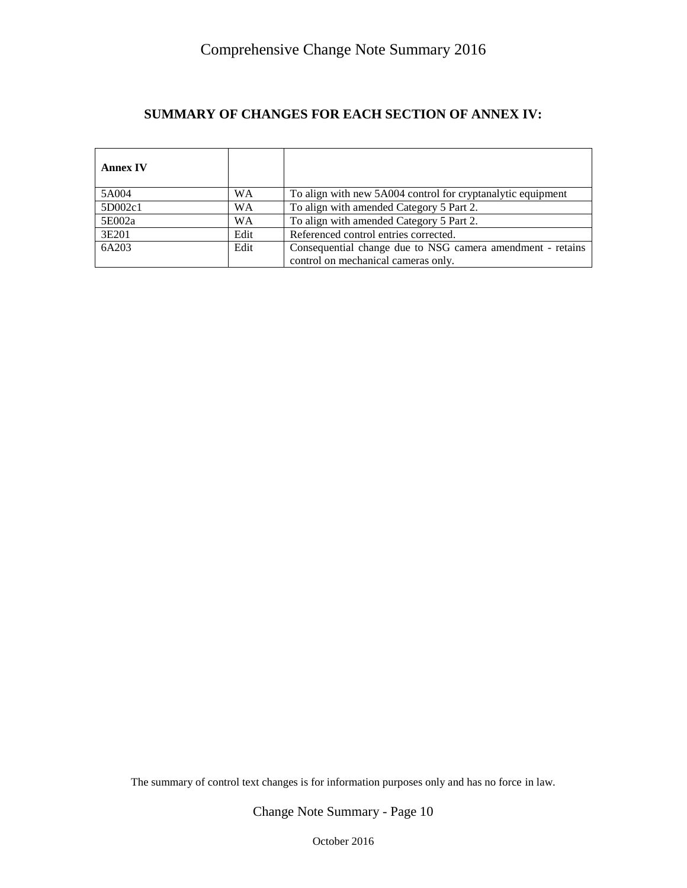## SUMMARY OF CHANGES FOR EACH SECTION OF ANNEX IV:

| **Annex IV** | | |
|---|---|---|
| 5A004 | WA | To align with new 5A004 control for cryptanalytic equipment |
| 5D002c1 | WA | To align with amended Category 5 Part 2. |
| 5E002a | WA | To align with amended Category 5 Part 2. |
| 3E201 | Edit | Referenced control entries corrected. |
| 6A203 | Edit | Consequential change due to NSG camera amendment - retains control on mechanical cameras only. |

The summary of control text changes is for information purposes only and has no force in law.